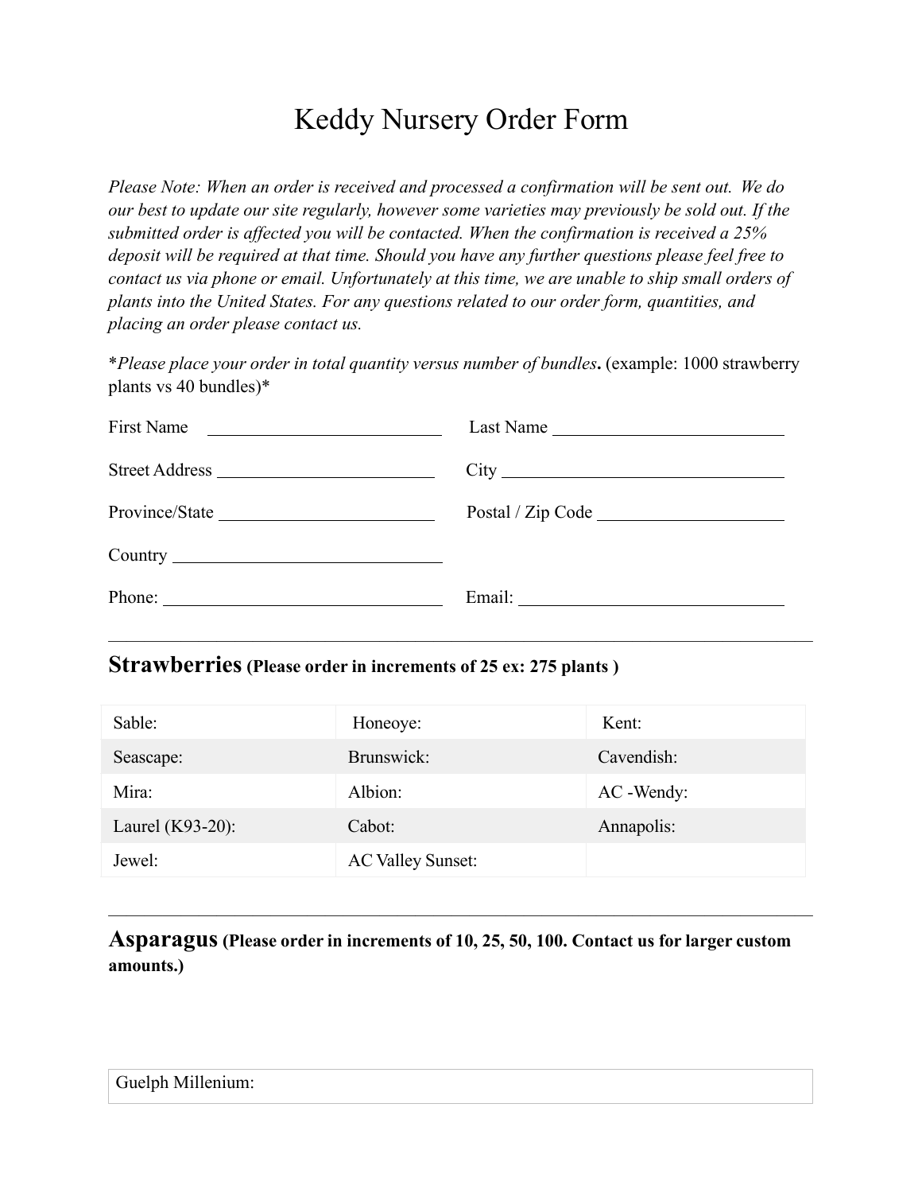# Keddy Nursery Order Form

*Please Note: When an order is received and processed a confirmation will be sent out. We do our best to update our site regularly, however some varieties may previously be sold out. If the submitted order is affected you will be contacted. When the confirmation is received a 25% deposit will be required at that time. Should you have any further questions please feel free to contact us via phone or email. Unfortunately at this time, we are unable to ship small orders of plants into the United States. For any questions related to our order form, quantities, and placing an order please contact us.*

**Please place your order in total quantity versus number of bundles.** (example: 1000 strawberry plants vs 40 bundles)*

First Name ____________________ Last Name ____________________

Street Address ____________________ City ____________________

Province/State ____________________ Postal / Zip Code ____________________

Country ____________________

Phone: ____________________ Email: ____________________

---

## Strawberries (Please order in increments of 25 ex: 275 plants )

| | | |
|---|---|---|
| Sable: | Honeoye: | Kent: |
| Seascape: | Brunswick: | Cavendish: |
| Mira: | Albion: | AC -Wendy: |
| Laurel (K93-20): | Cabot: | Annapolis: |
| Jewel: | AC Valley Sunset: | |

---

## Asparagus (Please order in increments of 10, 25, 50, 100. Contact us for larger custom amounts.)

| |
|---|
| Guelph Millenium: |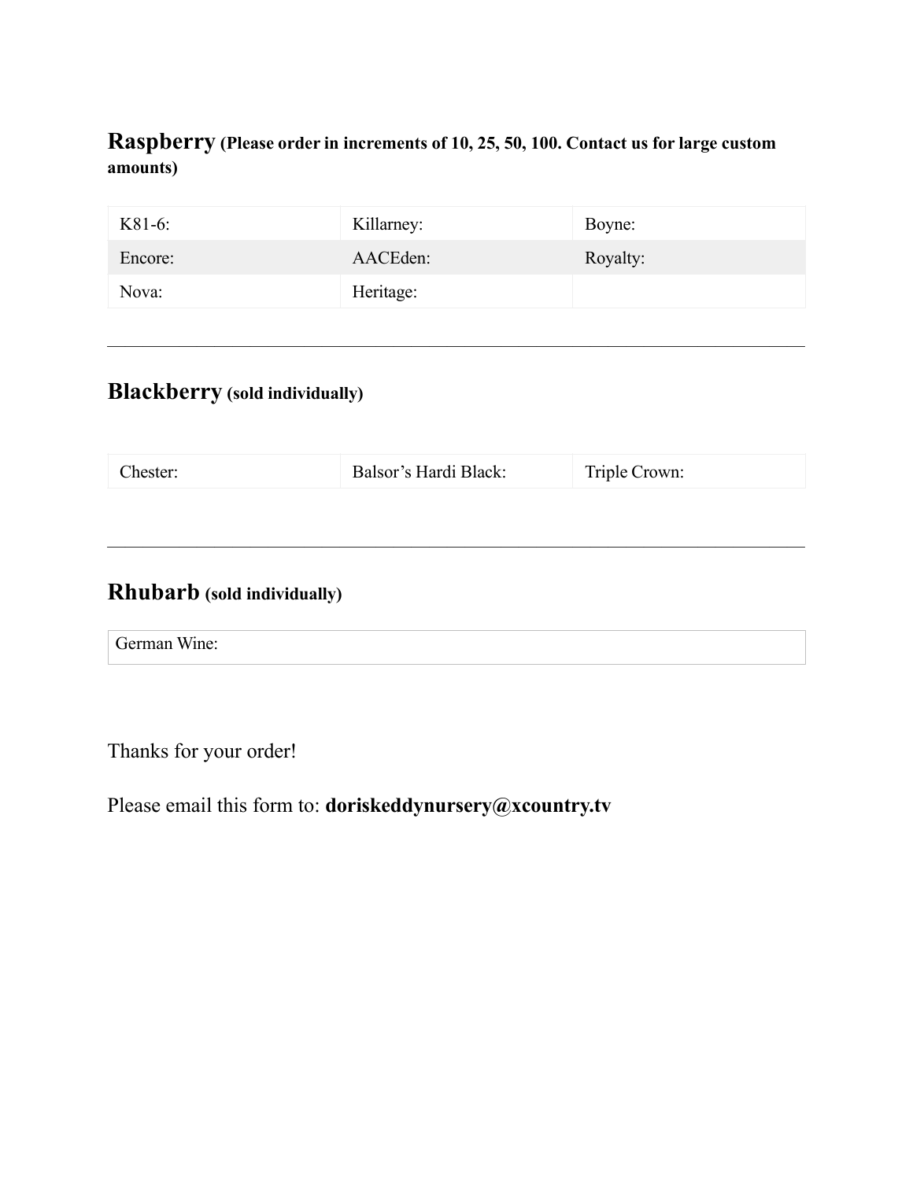## Raspberry **(Please order in increments of 10, 25, 50, 100. Contact us for large custom amounts)**

| | | |
|---|---|---|
| K81-6: | Killarney: | Boyne: |
| Encore: | AACEden: | Royalty: |
| Nova: | Heritage: | |

---

## Blackberry **(sold individually)**

| | | |
|---|---|---|
| Chester: | Balsor's Hardi Black: | Triple Crown: |

---

## Rhubarb **(sold individually)**

| |
|---|
| German Wine: |

Thanks for your order!

Please email this form to: **doriskeddynursery@xcountry.tv**